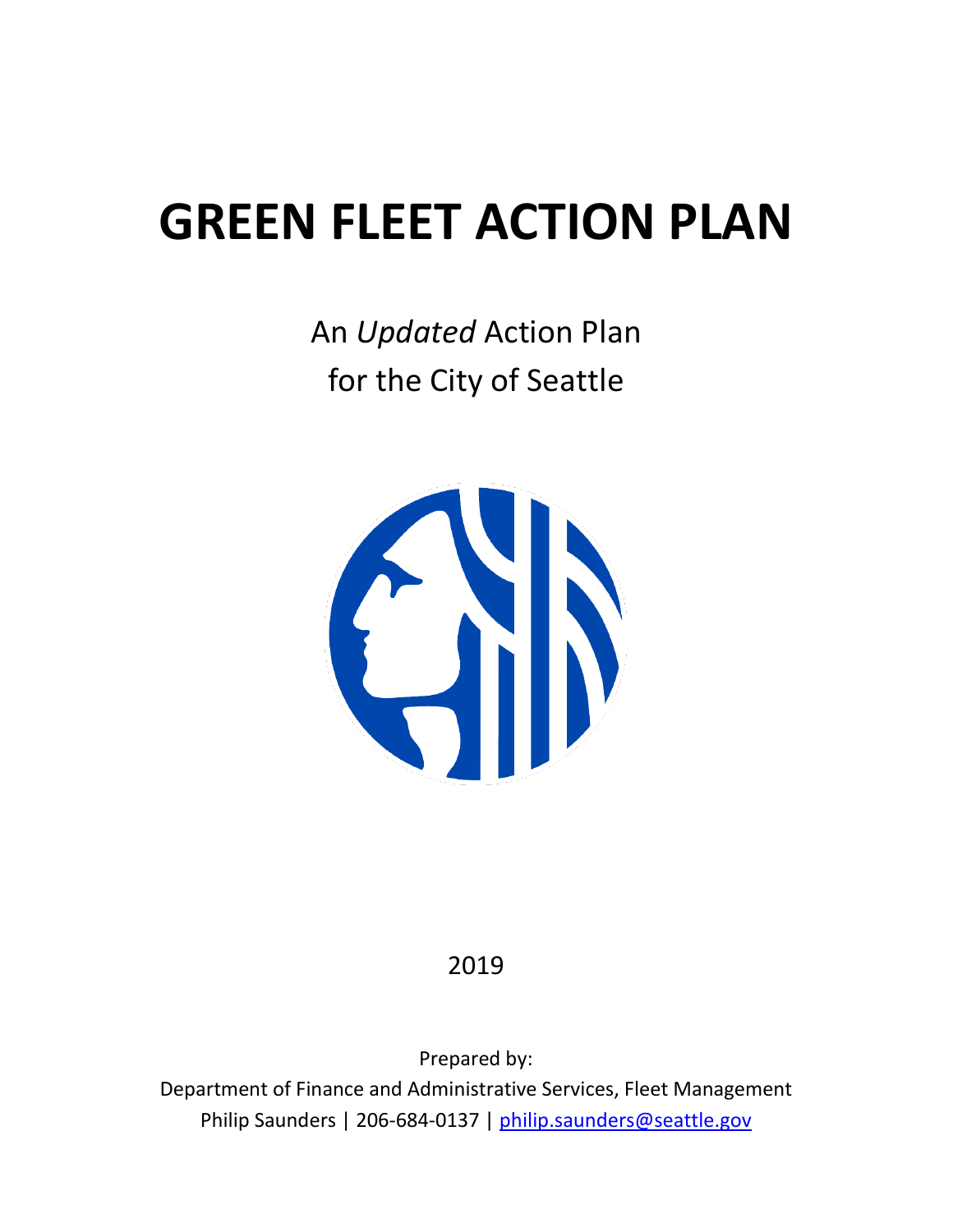# GREEN FLEET ACTION PLAN

An *Updated* Action Plan
for the City of Seattle

2019

Prepared by:
Department of Finance and Administrative Services, Fleet Management
Philip Saunders | 206-684-0137 | [philip.saunders@seattle.gov](mailto:philip.saunders@seattle.gov)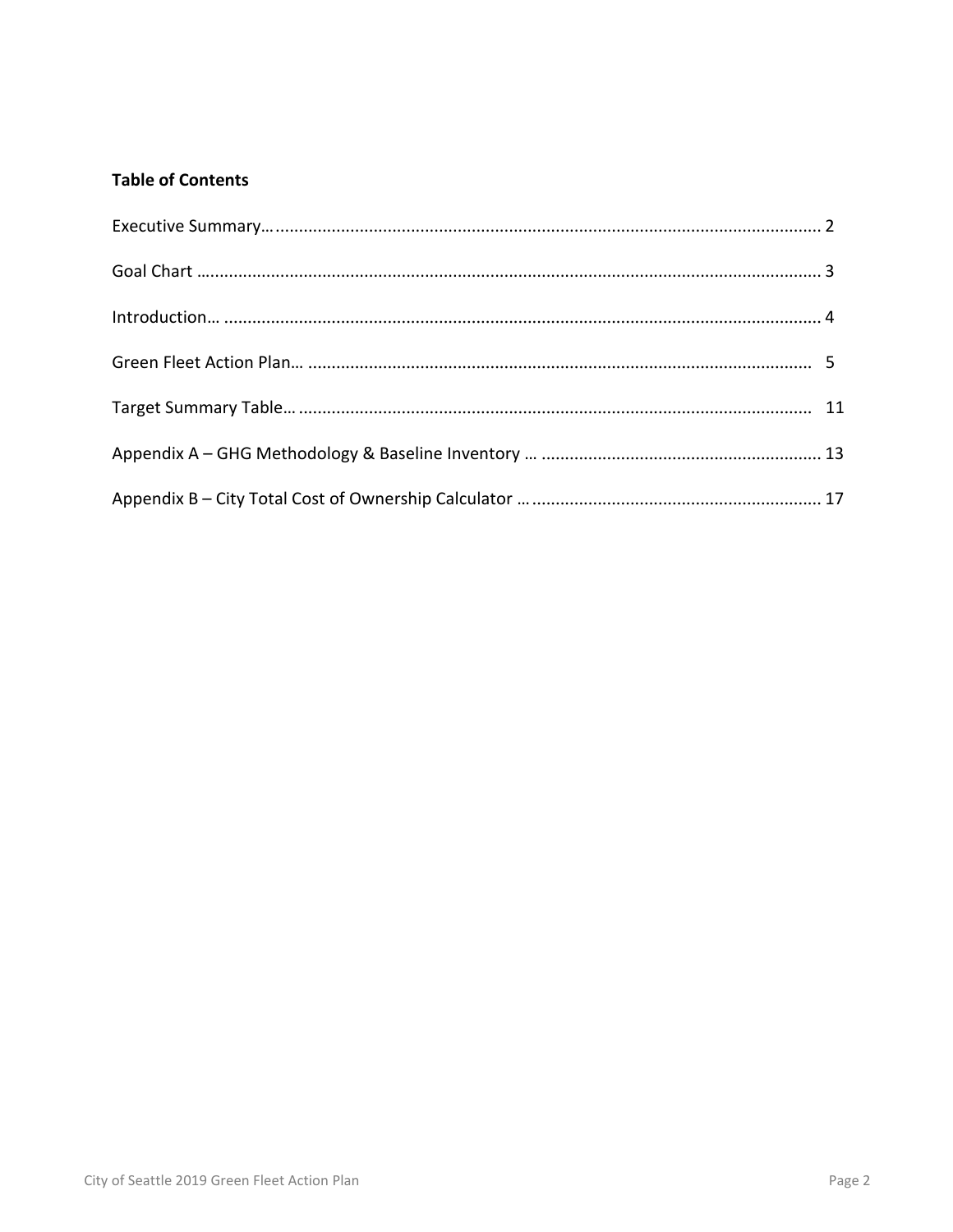**Table of Contents**

Executive Summary…................................................................................................................... 2

Goal Chart ..................................................................................................................................... 3

Introduction… ............................................................................................................................... 4

Green Fleet Action Plan… ........................................................................................................... 5

Target Summary Table…............................................................................................................ 11

Appendix A – GHG Methodology & Baseline Inventory … ............................................................ 13

Appendix B – City Total Cost of Ownership Calculator … .............................................................. 17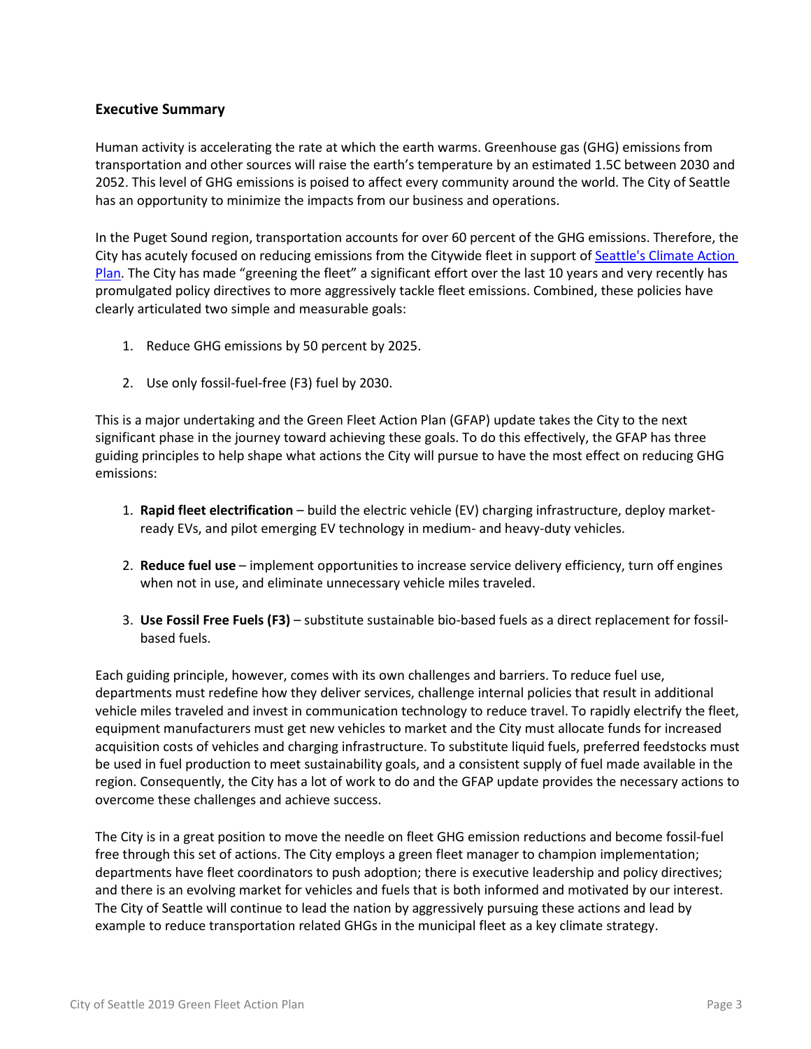## Executive Summary

Human activity is accelerating the rate at which the earth warms. Greenhouse gas (GHG) emissions from transportation and other sources will raise the earth's temperature by an estimated 1.5C between 2030 and 2052. This level of GHG emissions is poised to affect every community around the world. The City of Seattle has an opportunity to minimize the impacts from our business and operations.

In the Puget Sound region, transportation accounts for over 60 percent of the GHG emissions. Therefore, the City has acutely focused on reducing emissions from the Citywide fleet in support of Seattle's Climate Action Plan. The City has made "greening the fleet" a significant effort over the last 10 years and very recently has promulgated policy directives to more aggressively tackle fleet emissions. Combined, these policies have clearly articulated two simple and measurable goals:

1. Reduce GHG emissions by 50 percent by 2025.
2. Use only fossil-fuel-free (F3) fuel by 2030.

This is a major undertaking and the Green Fleet Action Plan (GFAP) update takes the City to the next significant phase in the journey toward achieving these goals. To do this effectively, the GFAP has three guiding principles to help shape what actions the City will pursue to have the most effect on reducing GHG emissions:

1. **Rapid fleet electrification** – build the electric vehicle (EV) charging infrastructure, deploy market-ready EVs, and pilot emerging EV technology in medium- and heavy-duty vehicles.
2. **Reduce fuel use** – implement opportunities to increase service delivery efficiency, turn off engines when not in use, and eliminate unnecessary vehicle miles traveled.
3. **Use Fossil Free Fuels (F3)** – substitute sustainable bio-based fuels as a direct replacement for fossil-based fuels.

Each guiding principle, however, comes with its own challenges and barriers. To reduce fuel use, departments must redefine how they deliver services, challenge internal policies that result in additional vehicle miles traveled and invest in communication technology to reduce travel. To rapidly electrify the fleet, equipment manufacturers must get new vehicles to market and the City must allocate funds for increased acquisition costs of vehicles and charging infrastructure. To substitute liquid fuels, preferred feedstocks must be used in fuel production to meet sustainability goals, and a consistent supply of fuel made available in the region. Consequently, the City has a lot of work to do and the GFAP update provides the necessary actions to overcome these challenges and achieve success.

The City is in a great position to move the needle on fleet GHG emission reductions and become fossil-fuel free through this set of actions. The City employs a green fleet manager to champion implementation; departments have fleet coordinators to push adoption; there is executive leadership and policy directives; and there is an evolving market for vehicles and fuels that is both informed and motivated by our interest. The City of Seattle will continue to lead the nation by aggressively pursuing these actions and lead by example to reduce transportation related GHGs in the municipal fleet as a key climate strategy.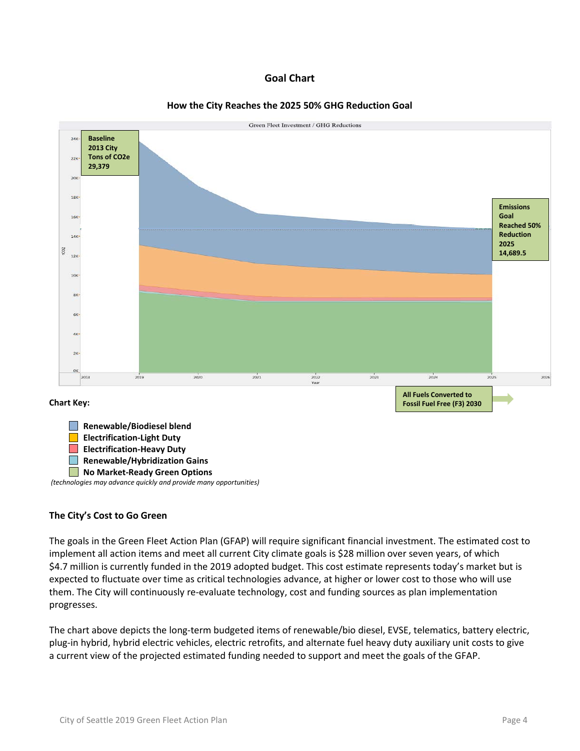## Goal Chart

### How the City Reaches the 2025 50% GHG Reduction Goal

Green Fleet Investment / GHG Reductions

Baseline 2013 City Tons of $CO_2e$ 29,379

Emissions Goal Reached 50% Reduction 2025 14,689.5

All Fuels Converted to Fossil Fuel Free (F3) 2030

**Chart Key:**

- Renewable/Biodiesel blend
- Electrification-Light Duty
- Electrification-Heavy Duty
- Renewable/Hybridization Gains
- No Market-Ready Green Options

*(technologies may advance quickly and provide many opportunities)*

### The City's Cost to Go Green

The goals in the Green Fleet Action Plan (GFAP) will require significant financial investment. The estimated cost to implement all action items and meet all current City climate goals is $28 million over seven years, of which $4.7 million is currently funded in the 2019 adopted budget. This cost estimate represents today's market but is expected to fluctuate over time as critical technologies advance, at higher or lower cost to those who will use them. The City will continuously re-evaluate technology, cost and funding sources as plan implementation progresses.

The chart above depicts the long-term budgeted items of renewable/bio diesel, EVSE, telematics, battery electric, plug-in hybrid, hybrid electric vehicles, electric retrofits, and alternate fuel heavy duty auxiliary unit costs to give a current view of the projected estimated funding needed to support and meet the goals of the GFAP.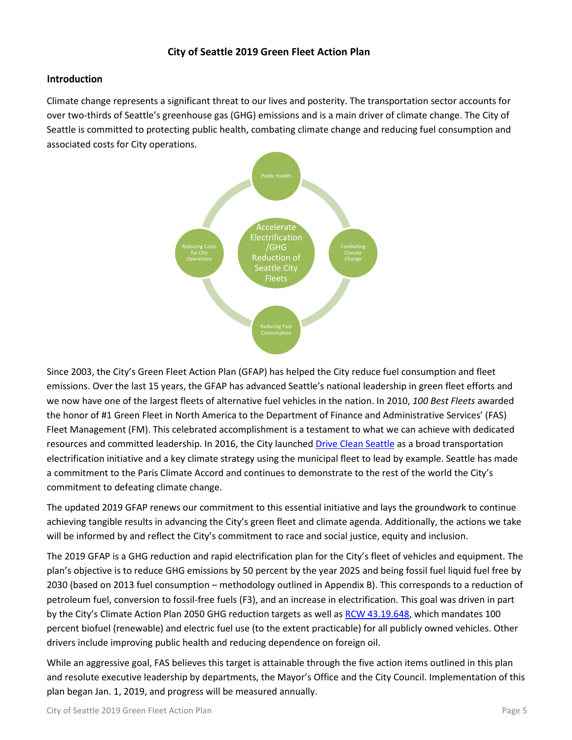# City of Seattle 2019 Green Fleet Action Plan

## Introduction

Climate change represents a significant threat to our lives and posterity. The transportation sector accounts for over two-thirds of Seattle's greenhouse gas (GHG) emissions and is a main driver of climate change. The City of Seattle is committed to protecting public health, combating climate change and reducing fuel consumption and associated costs for City operations.

Accelerate Electrification /GHG Reduction of Seattle City Fleets

- Public Health
- Combating Climate Change
- Reducing Fuel Consumption
- Reducing Costs for City Operations

Since 2003, the City's Green Fleet Action Plan (GFAP) has helped the City reduce fuel consumption and fleet emissions. Over the last 15 years, the GFAP has advanced Seattle's national leadership in green fleet efforts and we now have one of the largest fleets of alternative fuel vehicles in the nation. In 2010, *100 Best Fleets* awarded the honor of #1 Green Fleet in North America to the Department of Finance and Administrative Services' (FAS) Fleet Management (FM). This celebrated accomplishment is a testament to what we can achieve with dedicated resources and committed leadership. In 2016, the City launched Drive Clean Seattle as a broad transportation electrification initiative and a key climate strategy using the municipal fleet to lead by example. Seattle has made a commitment to the Paris Climate Accord and continues to demonstrate to the rest of the world the City's commitment to defeating climate change.

The updated 2019 GFAP renews our commitment to this essential initiative and lays the groundwork to continue achieving tangible results in advancing the City's green fleet and climate agenda. Additionally, the actions we take will be informed by and reflect the City's commitment to race and social justice, equity and inclusion.

The 2019 GFAP is a GHG reduction and rapid electrification plan for the City's fleet of vehicles and equipment. The plan's objective is to reduce GHG emissions by 50 percent by the year 2025 and being fossil fuel liquid fuel free by 2030 (based on 2013 fuel consumption – methodology outlined in Appendix B). This corresponds to a reduction of petroleum fuel, conversion to fossil-free fuels (F3), and an increase in electrification. This goal was driven in part by the City's Climate Action Plan 2050 GHG reduction targets as well as RCW 43.19.648, which mandates 100 percent biofuel (renewable) and electric fuel use (to the extent practicable) for all publicly owned vehicles. Other drivers include improving public health and reducing dependence on foreign oil.

While an aggressive goal, FAS believes this target is attainable through the five action items outlined in this plan and resolute executive leadership by departments, the Mayor's Office and the City Council. Implementation of this plan began Jan. 1, 2019, and progress will be measured annually.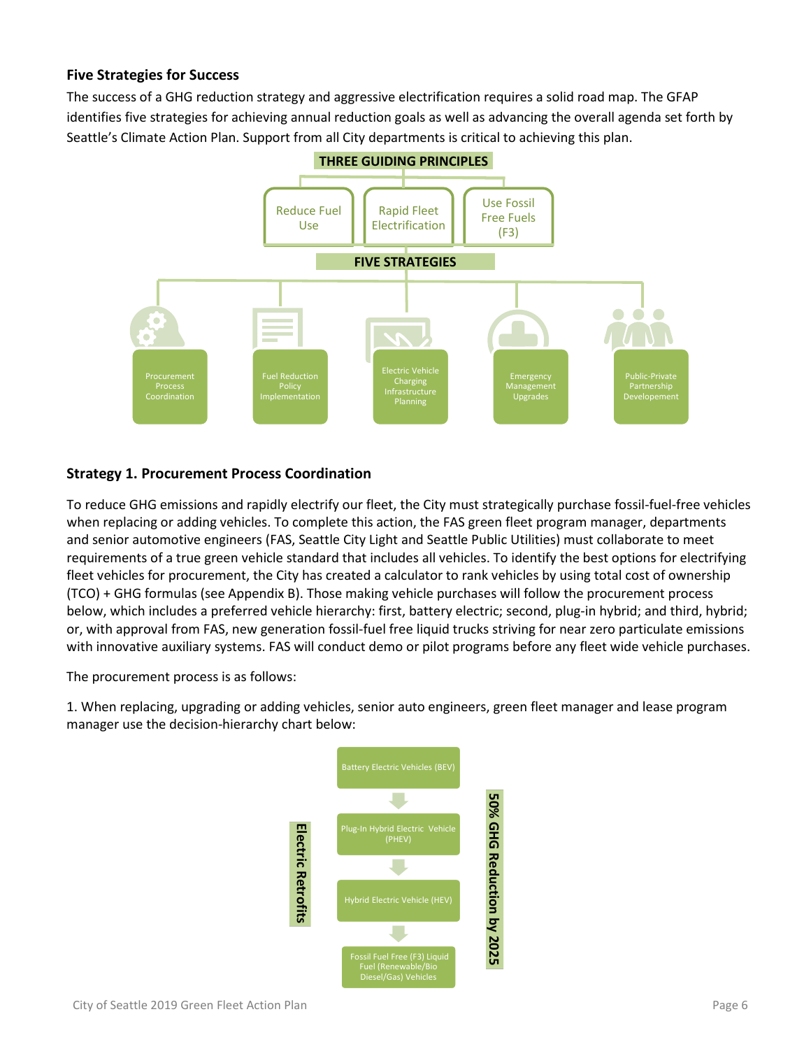### Five Strategies for Success

The success of a GHG reduction strategy and aggressive electrification requires a solid road map. The GFAP identifies five strategies for achieving annual reduction goals as well as advancing the overall agenda set forth by Seattle's Climate Action Plan. Support from all City departments is critical to achieving this plan.

**THREE GUIDING PRINCIPLES**

- Reduce Fuel Use
- Rapid Fleet Electrification
- Use Fossil Free Fuels (F3)

**FIVE STRATEGIES**

- Procurement Process Coordination
- Fuel Reduction Policy Implementation
- Electric Vehicle Charging Infrastructure Planning
- Emergency Management Upgrades
- Public-Private Partnership Developement

### Strategy 1. Procurement Process Coordination

To reduce GHG emissions and rapidly electrify our fleet, the City must strategically purchase fossil-fuel-free vehicles when replacing or adding vehicles. To complete this action, the FAS green fleet program manager, departments and senior automotive engineers (FAS, Seattle City Light and Seattle Public Utilities) must collaborate to meet requirements of a true green vehicle standard that includes all vehicles. To identify the best options for electrifying fleet vehicles for procurement, the City has created a calculator to rank vehicles by using total cost of ownership (TCO) + GHG formulas (see Appendix B). Those making vehicle purchases will follow the procurement process below, which includes a preferred vehicle hierarchy: first, battery electric; second, plug-in hybrid; and third, hybrid; or, with approval from FAS, new generation fossil-fuel free liquid trucks striving for near zero particulate emissions with innovative auxiliary systems. FAS will conduct demo or pilot programs before any fleet wide vehicle purchases.

The procurement process is as follows:

1. When replacing, upgrading or adding vehicles, senior auto engineers, green fleet manager and lease program manager use the decision-hierarchy chart below:

**Electric Retrofits**

- Battery Electric Vehicles (BEV)
- ↓ Plug-In Hybrid Electric Vehicle (PHEV)
- ↓ Hybrid Electric Vehicle (HEV)
- ↓ Fossil Fuel Free (F3) Liquid Fuel (Renewable/Bio Diesel/Gas) Vehicles

**50% GHG Reduction by 2025**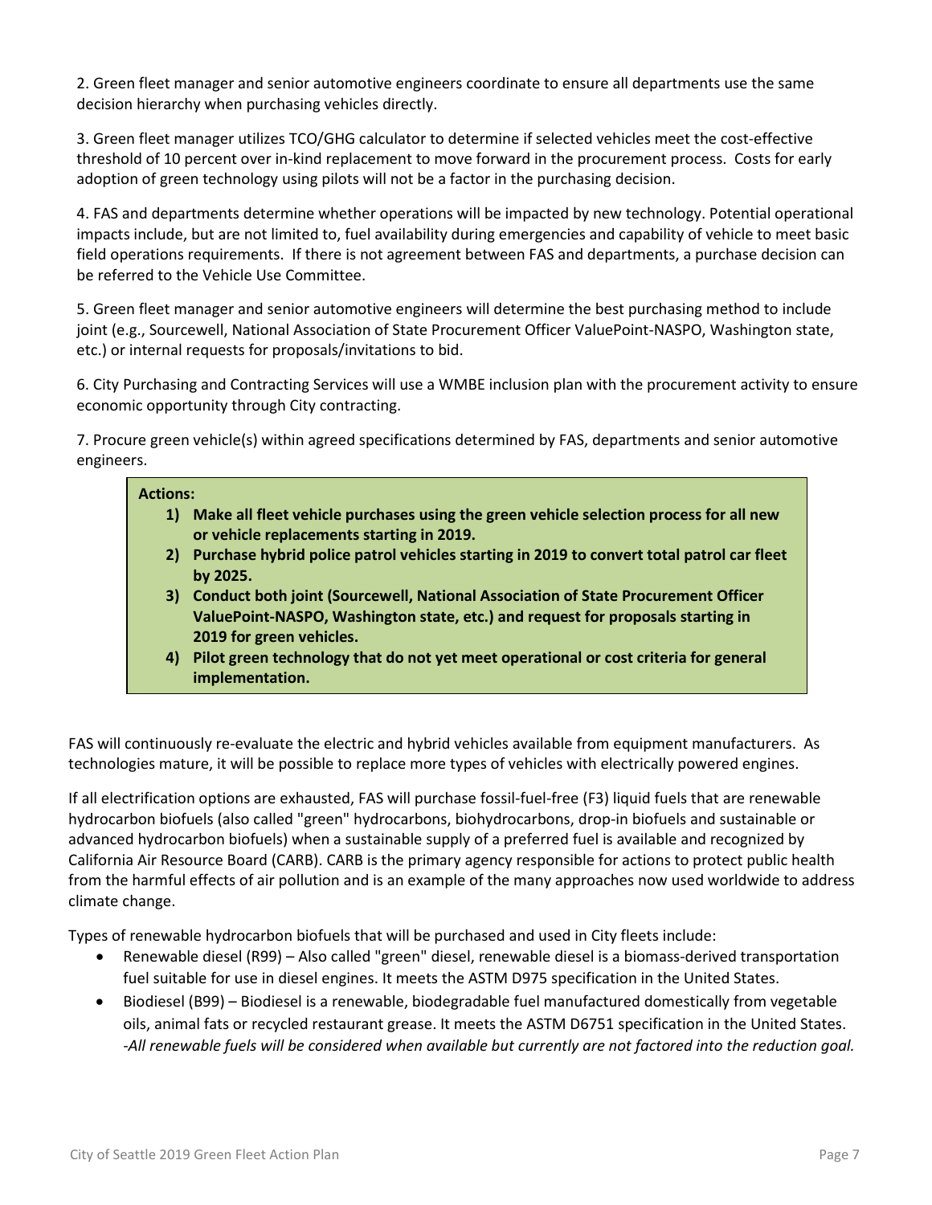2. Green fleet manager and senior automotive engineers coordinate to ensure all departments use the same decision hierarchy when purchasing vehicles directly.

3. Green fleet manager utilizes TCO/GHG calculator to determine if selected vehicles meet the cost-effective threshold of 10 percent over in-kind replacement to move forward in the procurement process. Costs for early adoption of green technology using pilots will not be a factor in the purchasing decision.

4. FAS and departments determine whether operations will be impacted by new technology. Potential operational impacts include, but are not limited to, fuel availability during emergencies and capability of vehicle to meet basic field operations requirements. If there is not agreement between FAS and departments, a purchase decision can be referred to the Vehicle Use Committee.

5. Green fleet manager and senior automotive engineers will determine the best purchasing method to include joint (e.g., Sourcewell, National Association of State Procurement Officer ValuePoint-NASPO, Washington state, etc.) or internal requests for proposals/invitations to bid.

6. City Purchasing and Contracting Services will use a WMBE inclusion plan with the procurement activity to ensure economic opportunity through City contracting.

7. Procure green vehicle(s) within agreed specifications determined by FAS, departments and senior automotive engineers.

**Actions:**

1) **Make all fleet vehicle purchases using the green vehicle selection process for all new or vehicle replacements starting in 2019.**
2) **Purchase hybrid police patrol vehicles starting in 2019 to convert total patrol car fleet by 2025.**
3) **Conduct both joint (Sourcewell, National Association of State Procurement Officer ValuePoint-NASPO, Washington state, etc.) and request for proposals starting in 2019 for green vehicles.**
4) **Pilot green technology that do not yet meet operational or cost criteria for general implementation.**

FAS will continuously re-evaluate the electric and hybrid vehicles available from equipment manufacturers. As technologies mature, it will be possible to replace more types of vehicles with electrically powered engines.

If all electrification options are exhausted, FAS will purchase fossil-fuel-free (F3) liquid fuels that are renewable hydrocarbon biofuels (also called "green" hydrocarbons, biohydrocarbons, drop-in biofuels and sustainable or advanced hydrocarbon biofuels) when a sustainable supply of a preferred fuel is available and recognized by California Air Resource Board (CARB). CARB is the primary agency responsible for actions to protect public health from the harmful effects of air pollution and is an example of the many approaches now used worldwide to address climate change.

Types of renewable hydrocarbon biofuels that will be purchased and used in City fleets include:

- Renewable diesel (R99) – Also called "green" diesel, renewable diesel is a biomass-derived transportation fuel suitable for use in diesel engines. It meets the ASTM D975 specification in the United States.
- Biodiesel (B99) – Biodiesel is a renewable, biodegradable fuel manufactured domestically from vegetable oils, animal fats or recycled restaurant grease. It meets the ASTM D6751 specification in the United States. *-All renewable fuels will be considered when available but currently are not factored into the reduction goal.*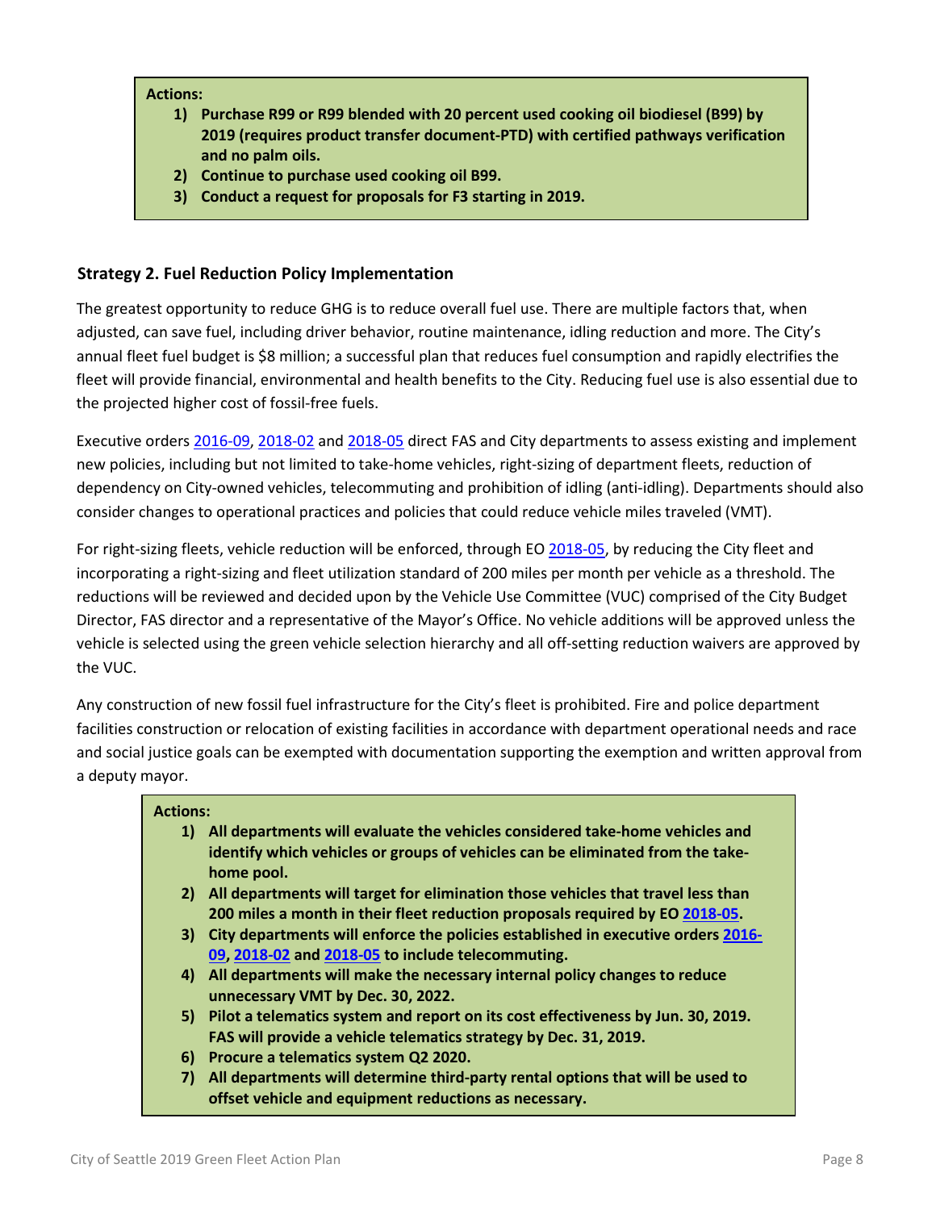**Actions:**

1) **Purchase R99 or R99 blended with 20 percent used cooking oil biodiesel (B99) by 2019 (requires product transfer document-PTD) with certified pathways verification and no palm oils.**
2) **Continue to purchase used cooking oil B99.**
3) **Conduct a request for proposals for F3 starting in 2019.**

### Strategy 2. Fuel Reduction Policy Implementation

The greatest opportunity to reduce GHG is to reduce overall fuel use. There are multiple factors that, when adjusted, can save fuel, including driver behavior, routine maintenance, idling reduction and more. The City's annual fleet fuel budget is $8 million; a successful plan that reduces fuel consumption and rapidly electrifies the fleet will provide financial, environmental and health benefits to the City. Reducing fuel use is also essential due to the projected higher cost of fossil-free fuels.

Executive orders 2016-09, 2018-02 and 2018-05 direct FAS and City departments to assess existing and implement new policies, including but not limited to take-home vehicles, right-sizing of department fleets, reduction of dependency on City-owned vehicles, telecommuting and prohibition of idling (anti-idling). Departments should also consider changes to operational practices and policies that could reduce vehicle miles traveled (VMT).

For right-sizing fleets, vehicle reduction will be enforced, through EO 2018-05, by reducing the City fleet and incorporating a right-sizing and fleet utilization standard of 200 miles per month per vehicle as a threshold. The reductions will be reviewed and decided upon by the Vehicle Use Committee (VUC) comprised of the City Budget Director, FAS director and a representative of the Mayor's Office. No vehicle additions will be approved unless the vehicle is selected using the green vehicle selection hierarchy and all off-setting reduction waivers are approved by the VUC.

Any construction of new fossil fuel infrastructure for the City's fleet is prohibited. Fire and police department facilities construction or relocation of existing facilities in accordance with department operational needs and race and social justice goals can be exempted with documentation supporting the exemption and written approval from a deputy mayor.

**Actions:**

1) **All departments will evaluate the vehicles considered take-home vehicles and identify which vehicles or groups of vehicles can be eliminated from the take-home pool.**
2) **All departments will target for elimination those vehicles that travel less than 200 miles a month in their fleet reduction proposals required by EO 2018-05.**
3) **City departments will enforce the policies established in executive orders 2016-09, 2018-02 and 2018-05 to include telecommuting.**
4) **All departments will make the necessary internal policy changes to reduce unnecessary VMT by Dec. 30, 2022.**
5) **Pilot a telematics system and report on its cost effectiveness by Jun. 30, 2019. FAS will provide a vehicle telematics strategy by Dec. 31, 2019.**
6) **Procure a telematics system Q2 2020.**
7) **All departments will determine third-party rental options that will be used to offset vehicle and equipment reductions as necessary.**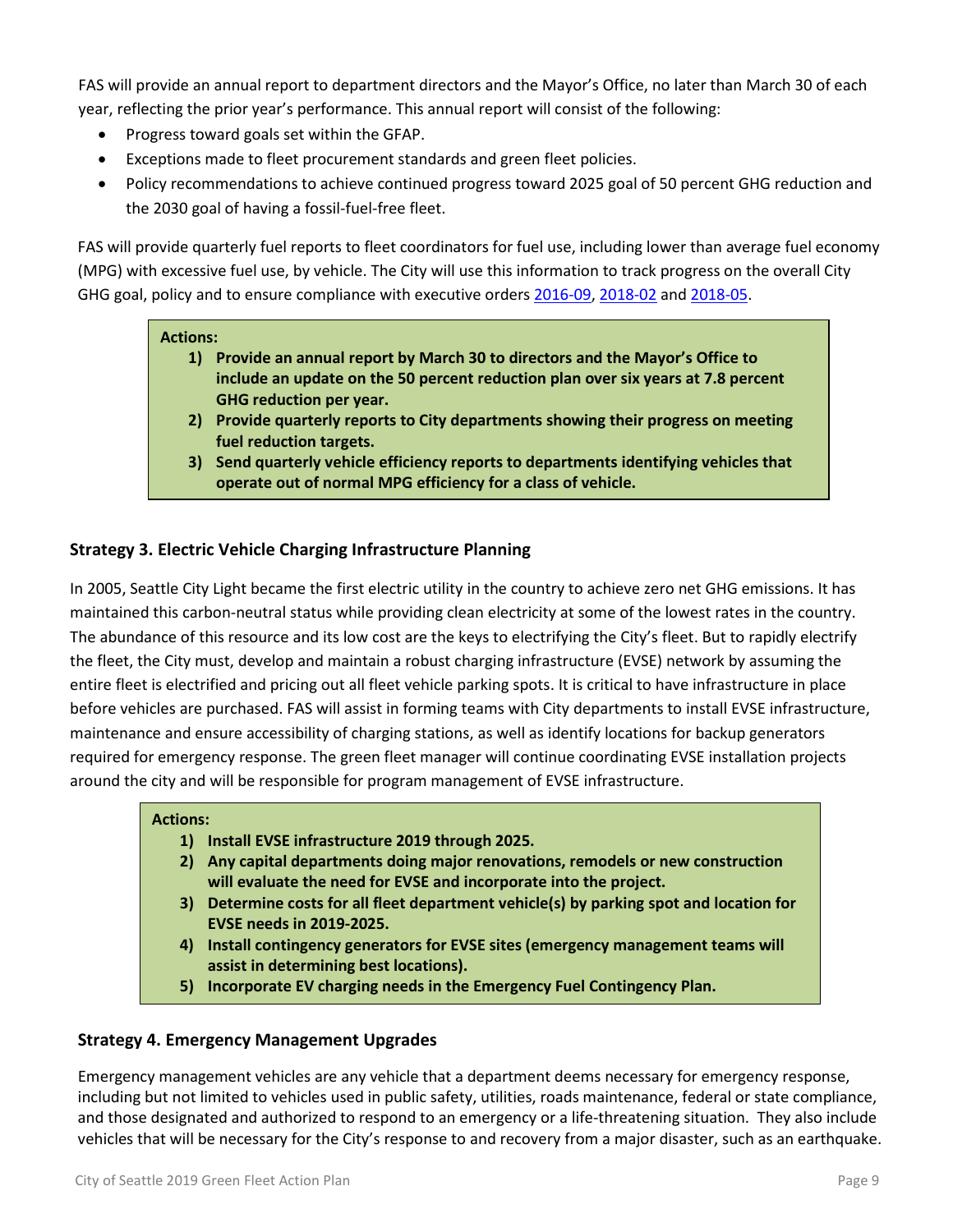FAS will provide an annual report to department directors and the Mayor's Office, no later than March 30 of each year, reflecting the prior year's performance. This annual report will consist of the following:

- Progress toward goals set within the GFAP.
- Exceptions made to fleet procurement standards and green fleet policies.
- Policy recommendations to achieve continued progress toward 2025 goal of 50 percent GHG reduction and the 2030 goal of having a fossil-fuel-free fleet.

FAS will provide quarterly fuel reports to fleet coordinators for fuel use, including lower than average fuel economy (MPG) with excessive fuel use, by vehicle. The City will use this information to track progress on the overall City GHG goal, policy and to ensure compliance with executive orders 2016-09, 2018-02 and 2018-05.

**Actions:**

1) **Provide an annual report by March 30 to directors and the Mayor's Office to include an update on the 50 percent reduction plan over six years at 7.8 percent GHG reduction per year.**
2) **Provide quarterly reports to City departments showing their progress on meeting fuel reduction targets.**
3) **Send quarterly vehicle efficiency reports to departments identifying vehicles that operate out of normal MPG efficiency for a class of vehicle.**

### Strategy 3. Electric Vehicle Charging Infrastructure Planning

In 2005, Seattle City Light became the first electric utility in the country to achieve zero net GHG emissions. It has maintained this carbon-neutral status while providing clean electricity at some of the lowest rates in the country. The abundance of this resource and its low cost are the keys to electrifying the City's fleet. But to rapidly electrify the fleet, the City must, develop and maintain a robust charging infrastructure (EVSE) network by assuming the entire fleet is electrified and pricing out all fleet vehicle parking spots. It is critical to have infrastructure in place before vehicles are purchased. FAS will assist in forming teams with City departments to install EVSE infrastructure, maintenance and ensure accessibility of charging stations, as well as identify locations for backup generators required for emergency response. The green fleet manager will continue coordinating EVSE installation projects around the city and will be responsible for program management of EVSE infrastructure.

**Actions:**

1) **Install EVSE infrastructure 2019 through 2025.**
2) **Any capital departments doing major renovations, remodels or new construction will evaluate the need for EVSE and incorporate into the project.**
3) **Determine costs for all fleet department vehicle(s) by parking spot and location for EVSE needs in 2019-2025.**
4) **Install contingency generators for EVSE sites (emergency management teams will assist in determining best locations).**
5) **Incorporate EV charging needs in the Emergency Fuel Contingency Plan.**

### Strategy 4. Emergency Management Upgrades

Emergency management vehicles are any vehicle that a department deems necessary for emergency response, including but not limited to vehicles used in public safety, utilities, roads maintenance, federal or state compliance, and those designated and authorized to respond to an emergency or a life-threatening situation. They also include vehicles that will be necessary for the City's response to and recovery from a major disaster, such as an earthquake.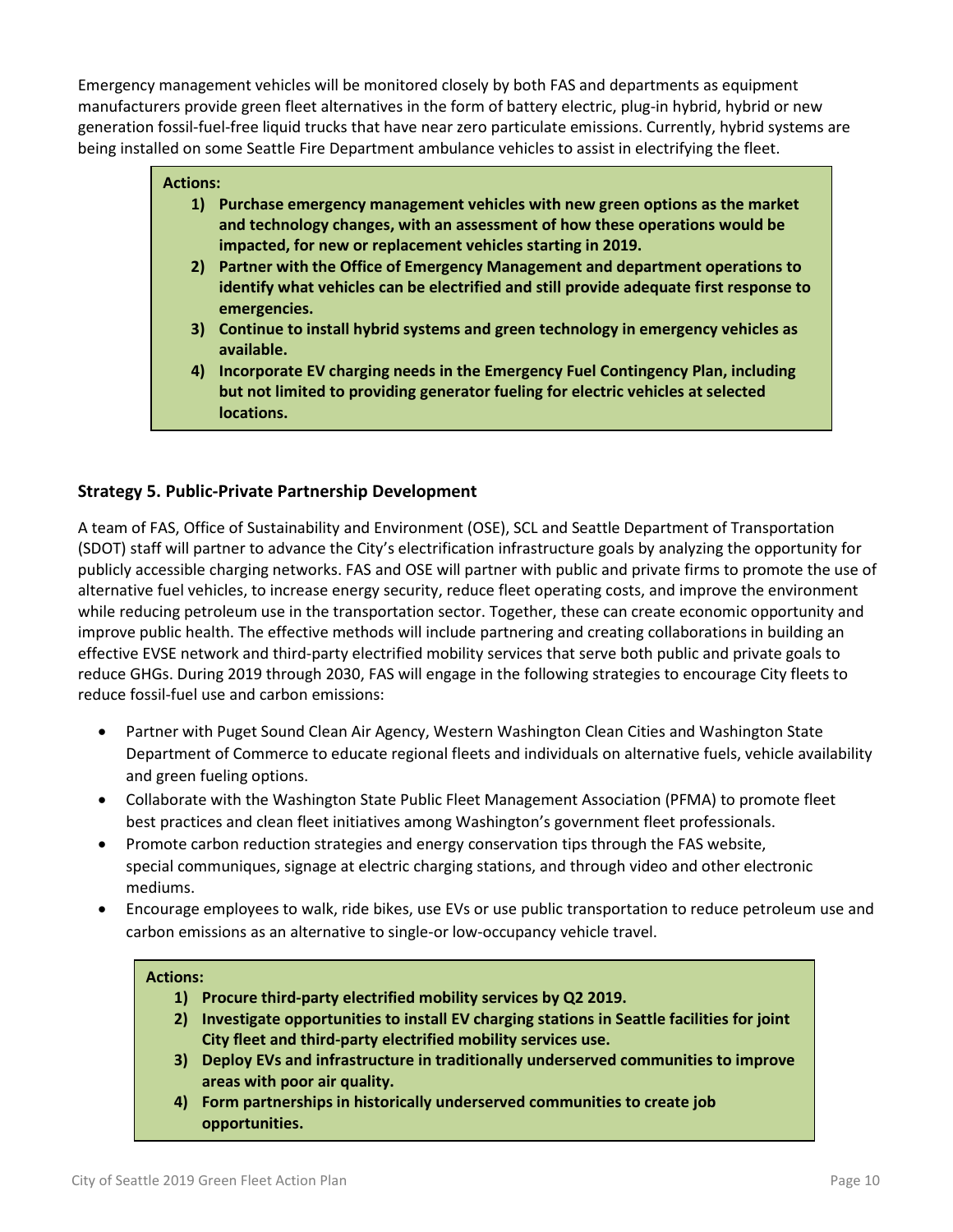Emergency management vehicles will be monitored closely by both FAS and departments as equipment manufacturers provide green fleet alternatives in the form of battery electric, plug-in hybrid, hybrid or new generation fossil-fuel-free liquid trucks that have near zero particulate emissions. Currently, hybrid systems are being installed on some Seattle Fire Department ambulance vehicles to assist in electrifying the fleet.

**Actions:**

1) **Purchase emergency management vehicles with new green options as the market and technology changes, with an assessment of how these operations would be impacted, for new or replacement vehicles starting in 2019.**
2) **Partner with the Office of Emergency Management and department operations to identify what vehicles can be electrified and still provide adequate first response to emergencies.**
3) **Continue to install hybrid systems and green technology in emergency vehicles as available.**
4) **Incorporate EV charging needs in the Emergency Fuel Contingency Plan, including but not limited to providing generator fueling for electric vehicles at selected locations.**

### Strategy 5. Public-Private Partnership Development

A team of FAS, Office of Sustainability and Environment (OSE), SCL and Seattle Department of Transportation (SDOT) staff will partner to advance the City's electrification infrastructure goals by analyzing the opportunity for publicly accessible charging networks. FAS and OSE will partner with public and private firms to promote the use of alternative fuel vehicles, to increase energy security, reduce fleet operating costs, and improve the environment while reducing petroleum use in the transportation sector. Together, these can create economic opportunity and improve public health. The effective methods will include partnering and creating collaborations in building an effective EVSE network and third-party electrified mobility services that serve both public and private goals to reduce GHGs. During 2019 through 2030, FAS will engage in the following strategies to encourage City fleets to reduce fossil-fuel use and carbon emissions:

- Partner with Puget Sound Clean Air Agency, Western Washington Clean Cities and Washington State Department of Commerce to educate regional fleets and individuals on alternative fuels, vehicle availability and green fueling options.
- Collaborate with the Washington State Public Fleet Management Association (PFMA) to promote fleet best practices and clean fleet initiatives among Washington's government fleet professionals.
- Promote carbon reduction strategies and energy conservation tips through the FAS website, special communiques, signage at electric charging stations, and through video and other electronic mediums.
- Encourage employees to walk, ride bikes, use EVs or use public transportation to reduce petroleum use and carbon emissions as an alternative to single-or low-occupancy vehicle travel.

**Actions:**

1) **Procure third-party electrified mobility services by Q2 2019.**
2) **Investigate opportunities to install EV charging stations in Seattle facilities for joint City fleet and third-party electrified mobility services use.**
3) **Deploy EVs and infrastructure in traditionally underserved communities to improve areas with poor air quality.**
4) **Form partnerships in historically underserved communities to create job opportunities.**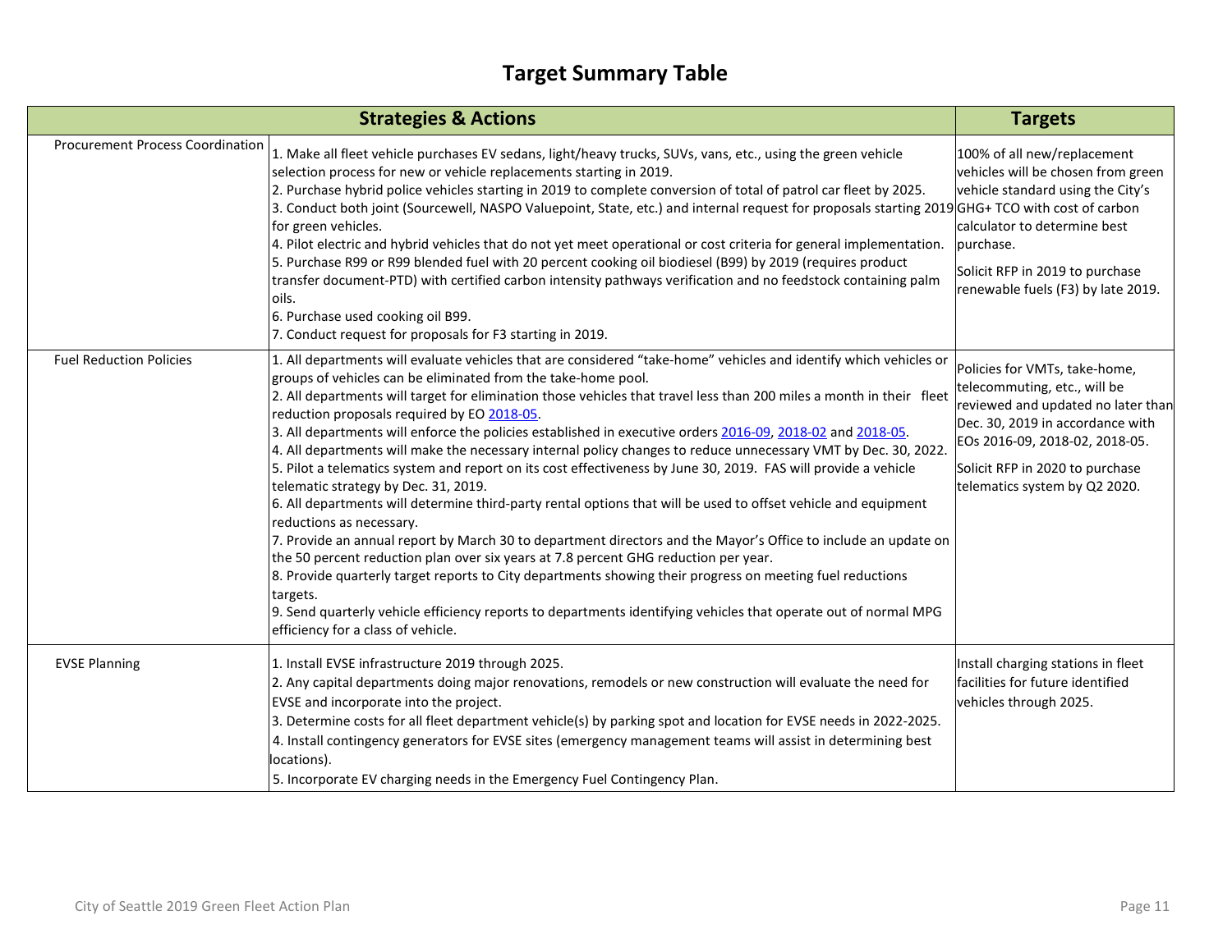# Target Summary Table

| Strategies & Actions | | Targets |
|---|---|---|
| Procurement Process Coordination | 1. Make all fleet vehicle purchases EV sedans, light/heavy trucks, SUVs, vans, etc., using the green vehicle selection process for new or vehicle replacements starting in 2019.<br>2. Purchase hybrid police vehicles starting in 2019 to complete conversion of total of patrol car fleet by 2025.<br>3. Conduct both joint (Sourcewell, NASPO Valuepoint, State, etc.) and internal request for proposals starting 2019 for green vehicles.<br>4. Pilot electric and hybrid vehicles that do not yet meet operational or cost criteria for general implementation.<br>5. Purchase R99 or R99 blended fuel with 20 percent cooking oil biodiesel (B99) by 2019 (requires product transfer document-PTD) with certified carbon intensity pathways verification and no feedstock containing palm oils.<br>6. Purchase used cooking oil B99.<br>7. Conduct request for proposals for F3 starting in 2019. | 100% of all new/replacement vehicles will be chosen from green vehicle standard using the City's GHG+ TCO with cost of carbon calculator to determine best purchase.<br><br>Solicit RFP in 2019 to purchase renewable fuels (F3) by late 2019. |
| Fuel Reduction Policies | 1. All departments will evaluate vehicles that are considered "take-home" vehicles and identify which vehicles or groups of vehicles can be eliminated from the take-home pool.<br>2. All departments will target for elimination those vehicles that travel less than 200 miles a month in their fleet reduction proposals required by EO 2018-05.<br>3. All departments will enforce the policies established in executive orders 2016-09, 2018-02 and 2018-05.<br>4. All departments will make the necessary internal policy changes to reduce unnecessary VMT by Dec. 30, 2022.<br>5. Pilot a telematics system and report on its cost effectiveness by June 30, 2019. FAS will provide a vehicle telematic strategy by Dec. 31, 2019.<br>6. All departments will determine third-party rental options that will be used to offset vehicle and equipment reductions as necessary.<br>7. Provide an annual report by March 30 to department directors and the Mayor's Office to include an update on the 50 percent reduction plan over six years at 7.8 percent GHG reduction per year.<br>8. Provide quarterly target reports to City departments showing their progress on meeting fuel reductions targets.<br>9. Send quarterly vehicle efficiency reports to departments identifying vehicles that operate out of normal MPG efficiency for a class of vehicle. | Policies for VMTs, take-home, telecommuting, etc., will be reviewed and updated no later than Dec. 30, 2019 in accordance with EOs 2016-09, 2018-02, 2018-05.<br><br>Solicit RFP in 2020 to purchase telematics system by Q2 2020. |
| EVSE Planning | 1. Install EVSE infrastructure 2019 through 2025.<br>2. Any capital departments doing major renovations, remodels or new construction will evaluate the need for EVSE and incorporate into the project.<br>3. Determine costs for all fleet department vehicle(s) by parking spot and location for EVSE needs in 2022-2025.<br>4. Install contingency generators for EVSE sites (emergency management teams will assist in determining best locations).<br>5. Incorporate EV charging needs in the Emergency Fuel Contingency Plan. | Install charging stations in fleet facilities for future identified vehicles through 2025. |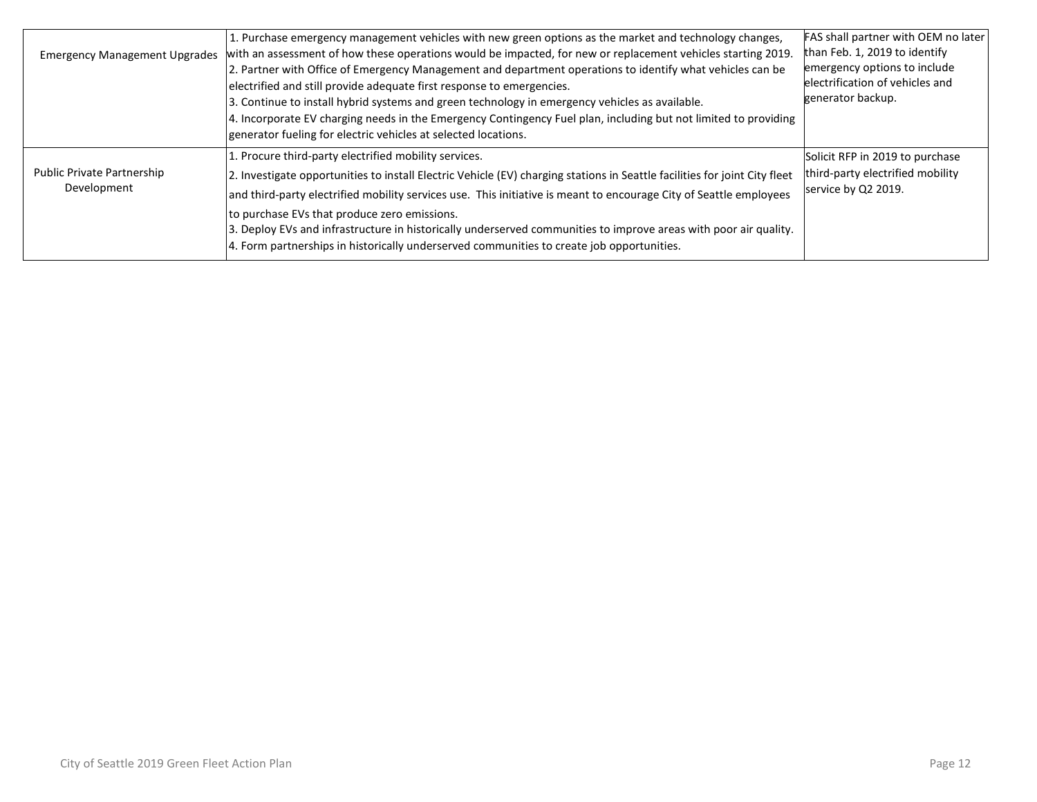| | | |
|---|---|---|
| Emergency Management Upgrades | 1. Purchase emergency management vehicles with new green options as the market and technology changes, with an assessment of how these operations would be impacted, for new or replacement vehicles starting 2019.<br>2. Partner with Office of Emergency Management and department operations to identify what vehicles can be electrified and still provide adequate first response to emergencies.<br>3. Continue to install hybrid systems and green technology in emergency vehicles as available.<br>4. Incorporate EV charging needs in the Emergency Contingency Fuel plan, including but not limited to providing generator fueling for electric vehicles at selected locations. | FAS shall partner with OEM no later than Feb. 1, 2019 to identify emergency options to include electrification of vehicles and generator backup. |
| Public Private Partnership Development | 1. Procure third-party electrified mobility services.<br>2. Investigate opportunities to install Electric Vehicle (EV) charging stations in Seattle facilities for joint City fleet and third-party electrified mobility services use. This initiative is meant to encourage City of Seattle employees to purchase EVs that produce zero emissions.<br>3. Deploy EVs and infrastructure in historically underserved communities to improve areas with poor air quality.<br>4. Form partnerships in historically underserved communities to create job opportunities. | Solicit RFP in 2019 to purchase third-party electrified mobility service by Q2 2019. |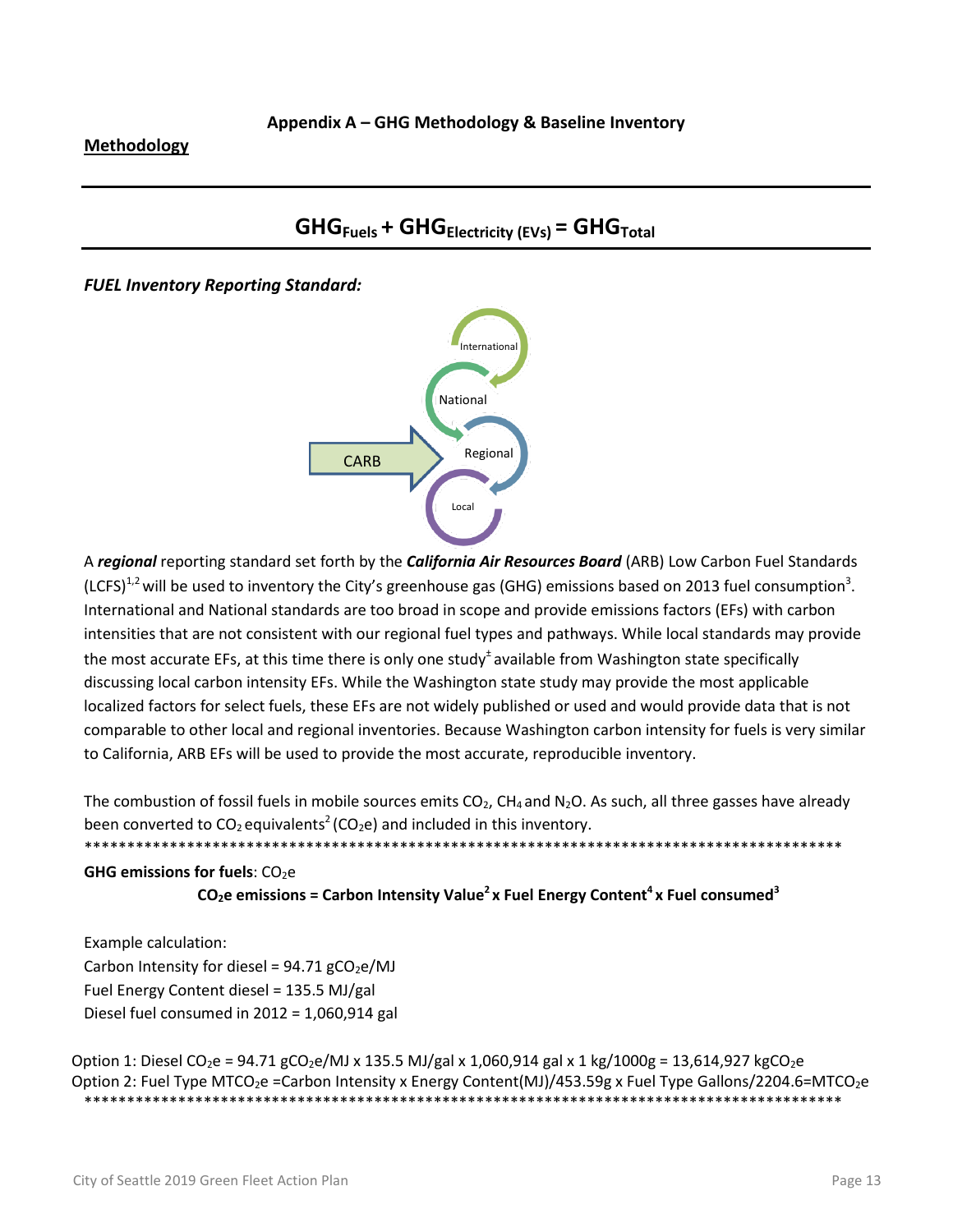## Appendix A – GHG Methodology & Baseline Inventory

**Methodology**

---

$$GHG_{Fuels} + GHG_{Electricity\ (EVs)} = GHG_{Total}$$

---

***FUEL Inventory Reporting Standard:***

International

National

CARB

Regional

Local

A ***regional*** reporting standard set forth by the ***California Air Resources Board*** (ARB) Low Carbon Fuel Standards (LCFS)[1,2] will be used to inventory the City's greenhouse gas (GHG) emissions based on 2013 fuel consumption[3]. International and National standards are too broad in scope and provide emissions factors (EFs) with carbon intensities that are not consistent with our regional fuel types and pathways. While local standards may provide the most accurate EFs, at this time there is only one study[±] available from Washington state specifically discussing local carbon intensity EFs. While the Washington state study may provide the most applicable localized factors for select fuels, these EFs are not widely published or used and would provide data that is not comparable to other local and regional inventories. Because Washington carbon intensity for fuels is very similar to California, ARB EFs will be used to provide the most accurate, reproducible inventory.

The combustion of fossil fuels in mobile sources emits $CO_2$, $CH_4$ and $N_2O$. As such, all three gasses have already been converted to $CO_2$ equivalents[2] ($CO_2e$) and included in this inventory.

*******************************************************************************************

**GHG emissions for fuels**: $CO_2e$

**$CO_2e$ emissions = Carbon Intensity Value[2] x Fuel Energy Content[4] x Fuel consumed[3]**

Example calculation:
Carbon Intensity for diesel = 94.71 $gCO_2e/MJ$
Fuel Energy Content diesel = 135.5 MJ/gal
Diesel fuel consumed in 2012 = 1,060,914 gal

Option 1: Diesel $CO_2e$ = 94.71 $gCO_2e/MJ$ x 135.5 MJ/gal x 1,060,914 gal x 1 kg/1000g = 13,614,927 $kgCO_2e$
Option 2: Fuel Type $MTCO_2e$ =Carbon Intensity x Energy Content(MJ)/453.59g x Fuel Type Gallons/2204.6=$MTCO_2e$

*******************************************************************************************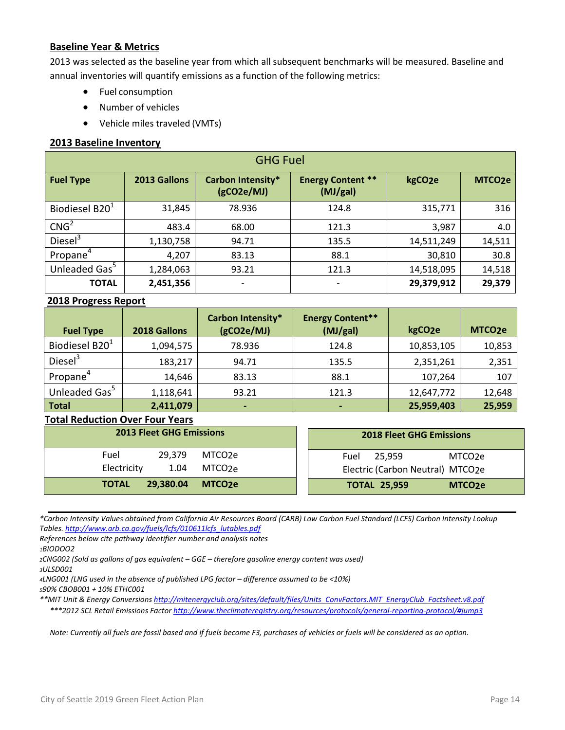## Baseline Year & Metrics

2013 was selected as the baseline year from which all subsequent benchmarks will be measured. Baseline and annual inventories will quantify emissions as a function of the following metrics:

- Fuel consumption
- Number of vehicles
- Vehicle miles traveled (VMTs)

## 2013 Baseline Inventory

| GHG Fuel | | | | | |
|---|---|---|---|---|---|
| **Fuel Type** | **2013 Gallons** | **Carbon Intensity* ($gCO_2e/MJ$)** | **Energy Content ** (MJ/gal)** | **$kgCO_2e$** | **$MTCO_2e$** |
| Biodiesel B20[1] | 31,845 | 78.936 | 124.8 | 315,771 | 316 |
| CNG[2] | 483.4 | 68.00 | 121.3 | 3,987 | 4.0 |
| Diesel[3] | 1,130,758 | 94.71 | 135.5 | 14,511,249 | 14,511 |
| Propane[4] | 4,207 | 83.13 | 88.1 | 30,810 | 30.8 |
| Unleaded Gas[5] | 1,284,063 | 93.21 | 121.3 | 14,518,095 | 14,518 |
| **TOTAL** | **2,451,356** | - | - | **29,379,912** | **29,379** |

## 2018 Progress Report

| Fuel Type | 2018 Gallons | Carbon Intensity* ($gCO_2e/MJ$) | Energy Content** (MJ/gal) | $kgCO_2e$ | $MTCO_2e$ |
|---|---|---|---|---|---|
| Biodiesel B20[1] | 1,094,575 | 78.936 | 124.8 | 10,853,105 | 10,853 |
| Diesel[3] | 183,217 | 94.71 | 135.5 | 2,351,261 | 2,351 |
| Propane[4] | 14,646 | 83.13 | 88.1 | 107,264 | 107 |
| Unleaded Gas[5] | 1,118,641 | 93.21 | 121.3 | 12,647,772 | 12,648 |
| **Total** | **2,411,079** | - | - | **25,959,403** | **25,959** |

## Total Reduction Over Four Years

| 2013 Fleet GHG Emissions | | |
|---|---|---|
| Fuel | 29,379 | $MTCO_2e$ |
| Electricity | 1.04 | $MTCO_2e$ |
| **TOTAL** | **29,380.04** | **$MTCO_2e$** |

| 2018 Fleet GHG Emissions | | |
|---|---|---|
| Fuel | 25,959 | $MTCO_2e$ |
| Electric (Carbon Neutral) | | $MTCO_2e$ |
| **TOTAL** | **25,959** | **$MTCO_2e$** |

*\*Carbon Intensity Values obtained from California Air Resources Board (CARB) Low Carbon Fuel Standard (LCFS) Carbon Intensity Lookup Tables.* http://www.arb.ca.gov/fuels/lcfs/010611lcfs_lutables.pdf

*References below cite pathway identifier number and analysis notes*

*1BIODOO2*

*2CNG002 (Sold as gallons of gas equivalent – GGE – therefore gasoline energy content was used)*

*3ULSD001*

*4LNG001 (LNG used in the absence of published LPG factor – difference assumed to be <10%)*

*590% CBOB001 + 10% ETHC001*

*\*\*MIT Unit & Energy Conversions* http://mitenergyclub.org/sites/default/files/Units_ConvFactors.MIT_EnergyClub_Factsheet.v8.pdf

*\*\*\*2012 SCL Retail Emissions Factor* http://www.theclimateregistry.org/resources/protocols/general-reporting-protocol/#jump3

*Note: Currently all fuels are fossil based and if fuels become F3, purchases of vehicles or fuels will be considered as an option.*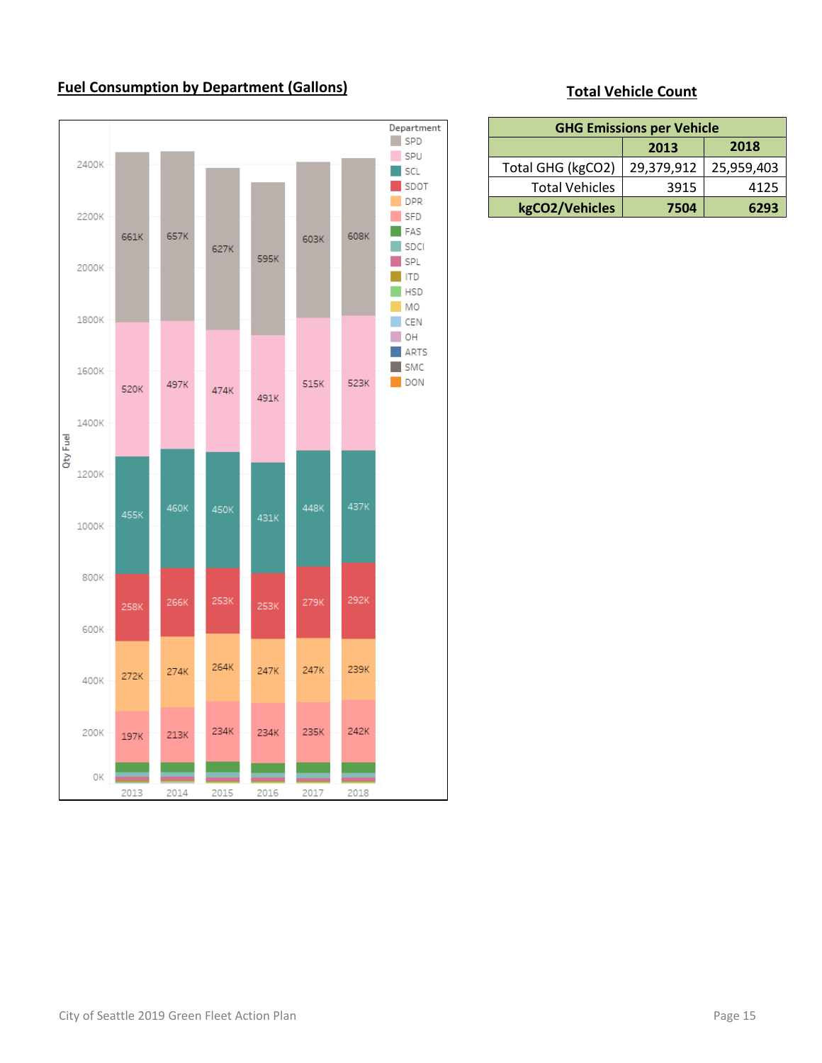## Fuel Consumption by Department (Gallons)

Department: SPD, SPU, SCL, SDOT, DPR, SFD, FAS, SDCI, SPL, ITD, HSD, MO, CEN, OH, ARTS, SMC, DON

Qty Fuel

| Department | 2013 | 2014 | 2015 | 2016 | 2017 | 2018 |
|---|---|---|---|---|---|---|
| SPD | 661K | 657K | 627K | 595K | 603K | 608K |
| SPU | 520K | 497K | 474K | 491K | 515K | 523K |
| SCL | 455K | 460K | 450K | 431K | 448K | 437K |
| SDOT | 258K | 266K | 253K | 253K | 279K | 292K |
| DPR | 272K | 274K | 264K | 247K | 247K | 239K |
| SFD | 197K | 213K | 234K | 234K | 235K | 242K |

## Total Vehicle Count

| GHG Emissions per Vehicle | | |
|---|---|---|
| | 2013 | 2018 |
| Total GHG (kgCO2) | 29,379,912 | 25,959,403 |
| Total Vehicles | 3915 | 4125 |
| **kgCO2/Vehicles** | **7504** | **6293** |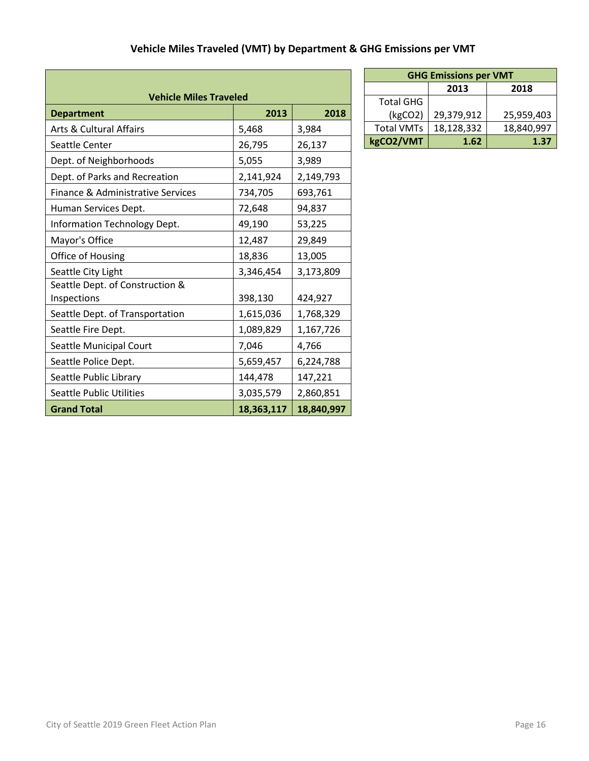### Vehicle Miles Traveled (VMT) by Department & GHG Emissions per VMT

| Vehicle Miles Traveled | | |
|---|---|---|
| **Department** | **2013** | **2018** |
| Arts & Cultural Affairs | 5,468 | 3,984 |
| Seattle Center | 26,795 | 26,137 |
| Dept. of Neighborhoods | 5,055 | 3,989 |
| Dept. of Parks and Recreation | 2,141,924 | 2,149,793 |
| Finance & Administrative Services | 734,705 | 693,761 |
| Human Services Dept. | 72,648 | 94,837 |
| Information Technology Dept. | 49,190 | 53,225 |
| Mayor's Office | 12,487 | 29,849 |
| Office of Housing | 18,836 | 13,005 |
| Seattle City Light | 3,346,454 | 3,173,809 |
| Seattle Dept. of Construction & Inspections | 398,130 | 424,927 |
| Seattle Dept. of Transportation | 1,615,036 | 1,768,329 |
| Seattle Fire Dept. | 1,089,829 | 1,167,726 |
| Seattle Municipal Court | 7,046 | 4,766 |
| Seattle Police Dept. | 5,659,457 | 6,224,788 |
| Seattle Public Library | 144,478 | 147,221 |
| Seattle Public Utilities | 3,035,579 | 2,860,851 |
| **Grand Total** | **18,363,117** | **18,840,997** |

| GHG Emissions per VMT | | |
|---|---|---|
| | **2013** | **2018** |
| Total GHG ($kgCO_2$) | 29,379,912 | 25,959,403 |
| Total VMTs | 18,128,332 | 18,840,997 |
| **$kgCO_2$/VMT** | **1.62** | **1.37** |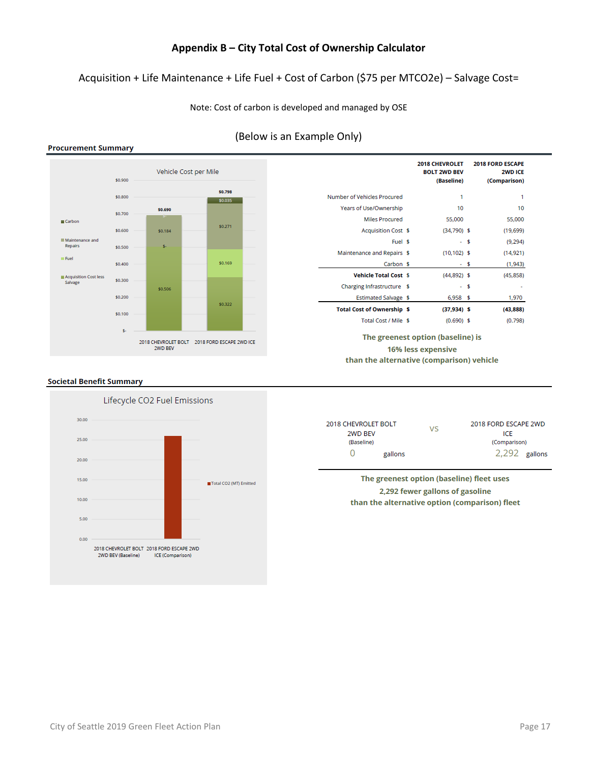# Appendix B – City Total Cost of Ownership Calculator

Acquisition + Life Maintenance + Life Fuel + Cost of Carbon ($75 per MTCO2e) – Salvage Cost=

Note: Cost of carbon is developed and managed by OSE

(Below is an Example Only)

**Procurement Summary**

Vehicle Cost per Mile

$0.900
$0.800
$0.700
$0.600
$0.500
$0.400
$0.300
$0.200
$0.100
$-

Carbon
Maintenance and Repairs
Fuel
Acquisition Cost less Salvage

$0.690
$-
$0.184
$-
$0.506

$0.798
$0.035
$0.271
$0.169
$0.322

2018 CHEVROLET BOLT 2WD BEV
2018 FORD ESCAPE 2WD ICE

| | | 2018 CHEVROLET BOLT 2WD BEV (Baseline) | | 2018 FORD ESCAPE 2WD ICE (Comparison) |
|---|---|---|---|---|
| Number of Vehicles Procured | | 1 | | 1 |
| Years of Use/Ownership | | 10 | | 10 |
| Miles Procured | | 55,000 | | 55,000 |
| Acquisition Cost | $ | (34,790) | $ | (19,699) |
| Fuel | $ | - | $ | (9,294) |
| Maintenance and Repairs | $ | (10,102) | $ | (14,921) |
| Carbon | $ | - | $ | (1,943) |
| **Vehicle Total Cost** | $ | (44,892) | $ | (45,858) |
| Charging Infrastructure | $ | - | $ | - |
| Estimated Salvage | $ | 6,958 | $ | 1,970 |
| **Total Cost of Ownership** | $ | **(37,934)** | $ | **(43,888)** |
| Total Cost / Mile | $ | (0.690) | $ | (0.798) |

**The greenest option (baseline) is 16% less expensive than the alternative (comparison) vehicle**

**Societal Benefit Summary**

Lifecycle CO2 Fuel Emissions

30.00
25.00
20.00
15.00
10.00
5.00
0.00

Total CO2 (MT) Emitted

2018 CHEVROLET BOLT 2WD BEV (Baseline)
2018 FORD ESCAPE 2WD ICE (Comparison)

| 2018 CHEVROLET BOLT 2WD BEV (Baseline) | vs | 2018 FORD ESCAPE 2WD ICE (Comparison) |
|---|---|---|
| 0 gallons | | 2,292 gallons |

**The greenest option (baseline) fleet uses 2,292 fewer gallons of gasoline than the alternative option (comparison) fleet**